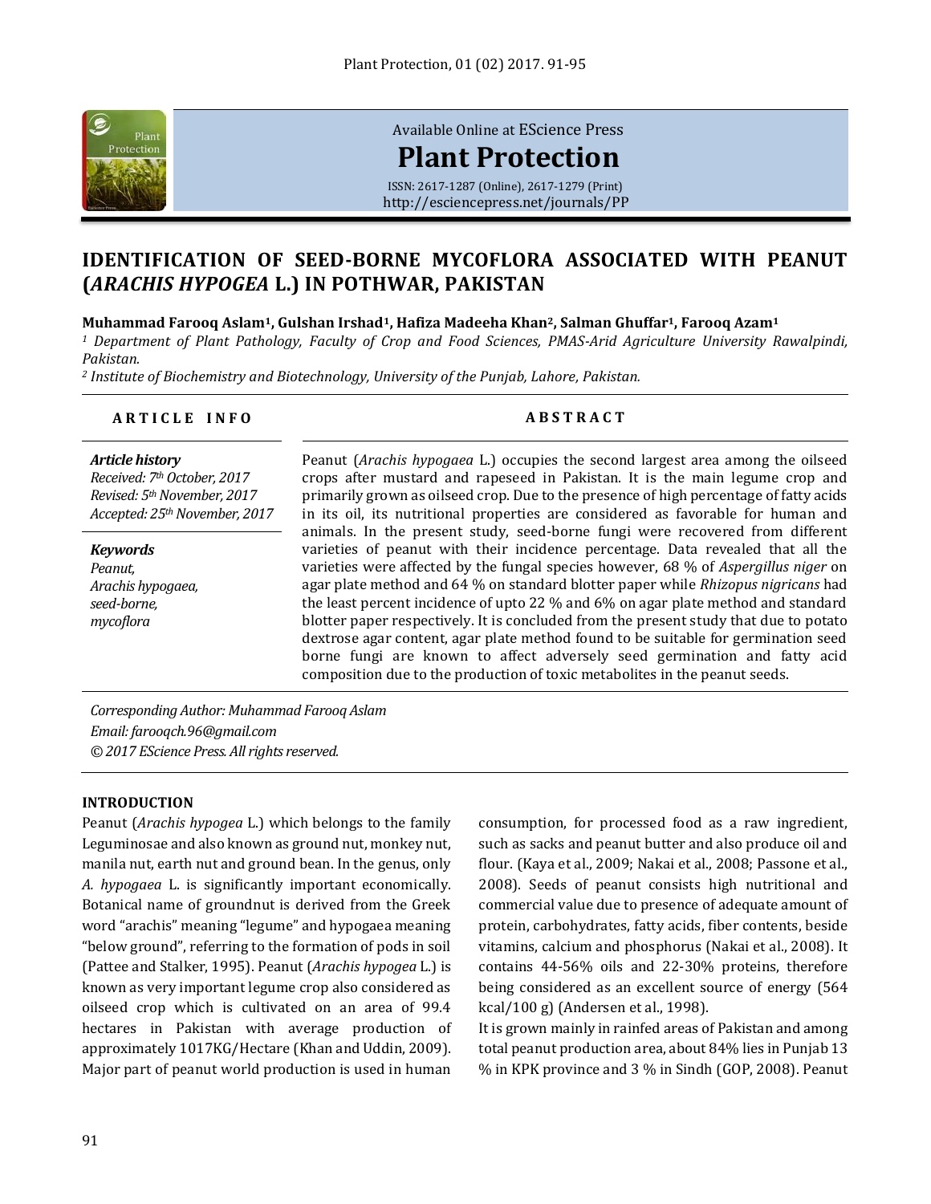# IDENTIFICATION OF SEED-BORNE MYCOFLORA ASSOCIATED WITH PEANUT (*ARACHIS HYPOGEA* L.) IN POTHWAR, PAKISTAN

**Muhammad Farooq Aslam[1], Gulshan Irshad[1], Hafiza Madeeha Khan[2], Salman Ghuffar[1], Farooq Azam[1]**

*[1] Department of Plant Pathology, Faculty of Crop and Food Sciences, PMAS-Arid Agriculture University Rawalpindi, Pakistan.*

*[2] Institute of Biochemistry and Biotechnology, University of the Punjab, Lahore, Pakistan.*

## ARTICLE INFO

***Article history***

*Received: 7th October, 2017*

*Revised: 5th November, 2017*

*Accepted: 25th November, 2017*

***Keywords***

*Peanut,*

*Arachis hypogaea,*

*seed-borne,*

*mycoflora*

## ABSTRACT

Peanut (*Arachis hypogaea* L.) occupies the second largest area among the oilseed crops after mustard and rapeseed in Pakistan. It is the main legume crop and primarily grown as oilseed crop. Due to the presence of high percentage of fatty acids in its oil, its nutritional properties are considered as favorable for human and animals. In the present study, seed-borne fungi were recovered from different varieties of peanut with their incidence percentage. Data revealed that all the varieties were affected by the fungal species however, 68 % of *Aspergillus niger* on agar plate method and 64 % on standard blotter paper while *Rhizopus nigricans* had the least percent incidence of upto 22 % and 6% on agar plate method and standard blotter paper respectively. It is concluded from the present study that due to potato dextrose agar content, agar plate method found to be suitable for germination seed borne fungi are known to affect adversely seed germination and fatty acid composition due to the production of toxic metabolites in the peanut seeds.

*Corresponding Author: Muhammad Farooq Aslam*

*Email: farooqch.96@gmail.com*

*© 2017 EScience Press. All rights reserved.*

## INTRODUCTION

Peanut (*Arachis hypogea* L.) which belongs to the family Leguminosae and also known as ground nut, monkey nut, manila nut, earth nut and ground bean. In the genus, only *A. hypogaea* L. is significantly important economically. Botanical name of groundnut is derived from the Greek word "arachis" meaning "legume" and hypogaea meaning "below ground", referring to the formation of pods in soil (Pattee and Stalker, 1995). Peanut (*Arachis hypogea* L.) is known as very important legume crop also considered as oilseed crop which is cultivated on an area of 99.4 hectares in Pakistan with average production of approximately 1017KG/Hectare (Khan and Uddin, 2009). Major part of peanut world production is used in human consumption, for processed food as a raw ingredient, such as sacks and peanut butter and also produce oil and flour. (Kaya et al., 2009; Nakai et al., 2008; Passone et al., 2008). Seeds of peanut consists high nutritional and commercial value due to presence of adequate amount of protein, carbohydrates, fatty acids, fiber contents, beside vitamins, calcium and phosphorus (Nakai et al., 2008). It contains 44-56% oils and 22-30% proteins, therefore being considered as an excellent source of energy (564 kcal/100 g) (Andersen et al., 1998).

It is grown mainly in rainfed areas of Pakistan and among total peanut production area, about 84% lies in Punjab 13 % in KPK province and 3 % in Sindh (GOP, 2008). Peanut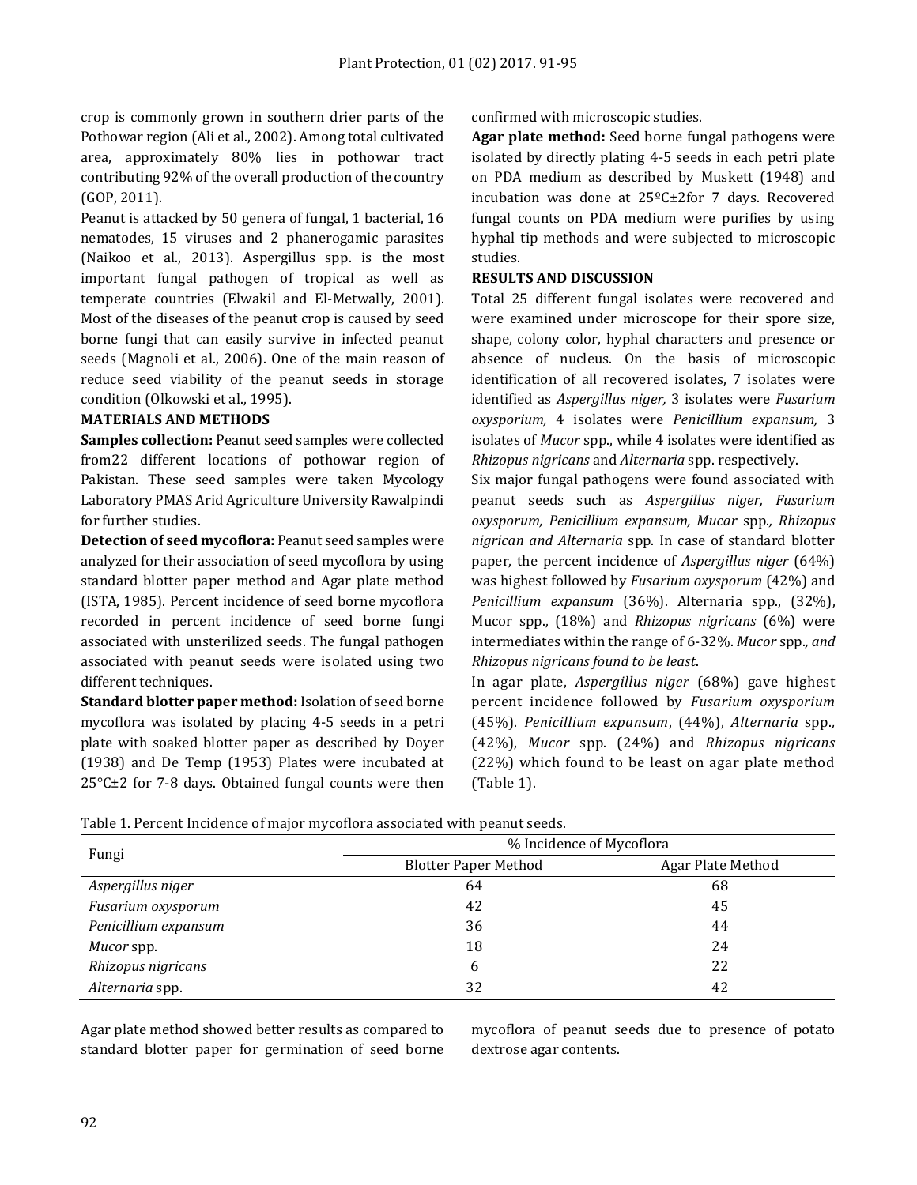crop is commonly grown in southern drier parts of the Pothowar region (Ali et al., 2002). Among total cultivated area, approximately 80% lies in pothowar tract contributing 92% of the overall production of the country (GOP, 2011).

Peanut is attacked by 50 genera of fungal, 1 bacterial, 16 nematodes, 15 viruses and 2 phanerogamic parasites (Naikoo et al., 2013). Aspergillus spp. is the most important fungal pathogen of tropical as well as temperate countries (Elwakil and El-Metwally, 2001). Most of the diseases of the peanut crop is caused by seed borne fungi that can easily survive in infected peanut seeds (Magnoli et al., 2006). One of the main reason of reduce seed viability of the peanut seeds in storage condition (Olkowski et al., 1995).

## MATERIALS AND METHODS

**Samples collection:** Peanut seed samples were collected from22 different locations of pothowar region of Pakistan. These seed samples were taken Mycology Laboratory PMAS Arid Agriculture University Rawalpindi for further studies.

**Detection of seed mycoflora:** Peanut seed samples were analyzed for their association of seed mycoflora by using standard blotter paper method and Agar plate method (ISTA, 1985). Percent incidence of seed borne mycoflora recorded in percent incidence of seed borne fungi associated with unsterilized seeds. The fungal pathogen associated with peanut seeds were isolated using two different techniques.

**Standard blotter paper method:** Isolation of seed borne mycoflora was isolated by placing 4-5 seeds in a petri plate with soaked blotter paper as described by Doyer (1938) and De Temp (1953) Plates were incubated at 25°C±2 for 7-8 days. Obtained fungal counts were then confirmed with microscopic studies.

**Agar plate method:** Seed borne fungal pathogens were isolated by directly plating 4-5 seeds in each petri plate on PDA medium as described by Muskett (1948) and incubation was done at 25ºC±2for 7 days. Recovered fungal counts on PDA medium were purifies by using hyphal tip methods and were subjected to microscopic studies.

## RESULTS AND DISCUSSION

Total 25 different fungal isolates were recovered and were examined under microscope for their spore size, shape, colony color, hyphal characters and presence or absence of nucleus. On the basis of microscopic identification of all recovered isolates, 7 isolates were identified as *Aspergillus niger,* 3 isolates were *Fusarium oxysporium,* 4 isolates were *Penicillium expansum,* 3 isolates of *Mucor* spp., while 4 isolates were identified as *Rhizopus nigricans* and *Alternaria* spp. respectively.

Six major fungal pathogens were found associated with peanut seeds such as *Aspergillus niger, Fusarium oxysporum, Penicillium expansum, Mucar* spp*., Rhizopus nigrican and Alternaria* spp. In case of standard blotter paper, the percent incidence of *Aspergillus niger* (64%) was highest followed by *Fusarium oxysporum* (42%) and *Penicillium expansum* (36%). Alternaria spp., (32%), Mucor spp., (18%) and *Rhizopus nigricans* (6%) were intermediates within the range of 6-32%. *Mucor* spp*., and Rhizopus nigricans found to be least*.

In agar plate, *Aspergillus niger* (68%) gave highest percent incidence followed by *Fusarium oxysporium* (45%). *Penicillium expansum*, (44%), *Alternaria* spp*.,* (42%), *Mucor* spp. (24%) and *Rhizopus nigricans* (22%) which found to be least on agar plate method (Table 1).

Table 1. Percent Incidence of major mycoflora associated with peanut seeds.

| Fungi | % Incidence of Mycoflora | |
|---|---|---|
| | Blotter Paper Method | Agar Plate Method |
| *Aspergillus niger* | 64 | 68 |
| *Fusarium oxysporum* | 42 | 45 |
| *Penicillium expansum* | 36 | 44 |
| *Mucor* spp. | 18 | 24 |
| *Rhizopus nigricans* | 6 | 22 |
| *Alternaria* spp. | 32 | 42 |

Agar plate method showed better results as compared to standard blotter paper for germination of seed borne mycoflora of peanut seeds due to presence of potato dextrose agar contents.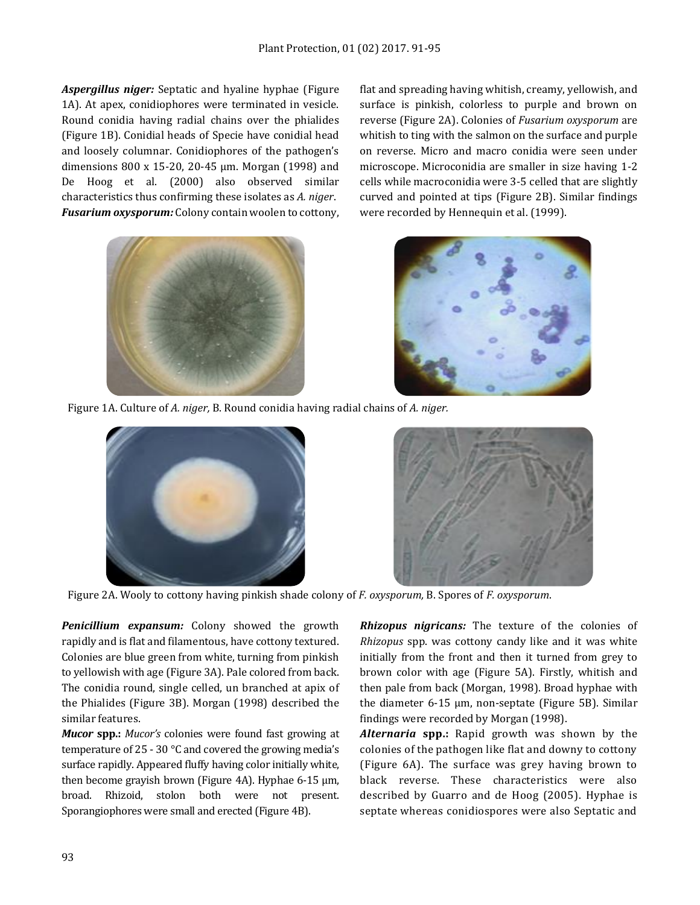***Aspergillus niger:*** Septatic and hyaline hyphae (Figure 1A). At apex, conidiophores were terminated in vesicle. Round conidia having radial chains over the phialides (Figure 1B). Conidial heads of Specie have conidial head and loosely columnar. Conidiophores of the pathogen's dimensions 800 x 15-20, 20-45 µm. Morgan (1998) and De Hoog et al. (2000) also observed similar characteristics thus confirming these isolates as *A. niger*.

***Fusarium oxysporum:*** Colony contain woolen to cottony, flat and spreading having whitish, creamy, yellowish, and surface is pinkish, colorless to purple and brown on reverse (Figure 2A). Colonies of *Fusarium oxysporum* are whitish to ting with the salmon on the surface and purple on reverse. Micro and macro conidia were seen under microscope. Microconidia are smaller in size having 1-2 cells while macroconidia were 3-5 celled that are slightly curved and pointed at tips (Figure 2B). Similar findings were recorded by Hennequin et al. (1999).

Figure 1A. Culture of *A. niger,* B. Round conidia having radial chains of *A. niger.*

Figure 2A. Wooly to cottony having pinkish shade colony of *F. oxysporum,* B. Spores of *F. oxysporum*.

***Penicillium expansum:*** Colony showed the growth rapidly and is flat and filamentous, have cottony textured. Colonies are blue green from white, turning from pinkish to yellowish with age (Figure 3A). Pale colored from back. The conidia round, single celled, un branched at apix of the Phialides (Figure 3B). Morgan (1998) described the similar features.

***Mucor* spp.:** *Mucor's* colonies were found fast growing at temperature of 25 - 30 °C and covered the growing media's surface rapidly. Appeared fluffy having color initially white, then become grayish brown (Figure 4A). Hyphae 6-15 µm, broad. Rhizoid, stolon both were not present. Sporangiophores were small and erected (Figure 4B).

***Rhizopus nigricans:*** The texture of the colonies of *Rhizopus* spp. was cottony candy like and it was white initially from the front and then it turned from grey to brown color with age (Figure 5A). Firstly, whitish and then pale from back (Morgan, 1998). Broad hyphae with the diameter 6-15 µm, non-septate (Figure 5B). Similar findings were recorded by Morgan (1998).

***Alternaria* spp.:** Rapid growth was shown by the colonies of the pathogen like flat and downy to cottony (Figure 6A). The surface was grey having brown to black reverse. These characteristics were also described by Guarro and de Hoog (2005). Hyphae is septate whereas conidiospores were also Septatic and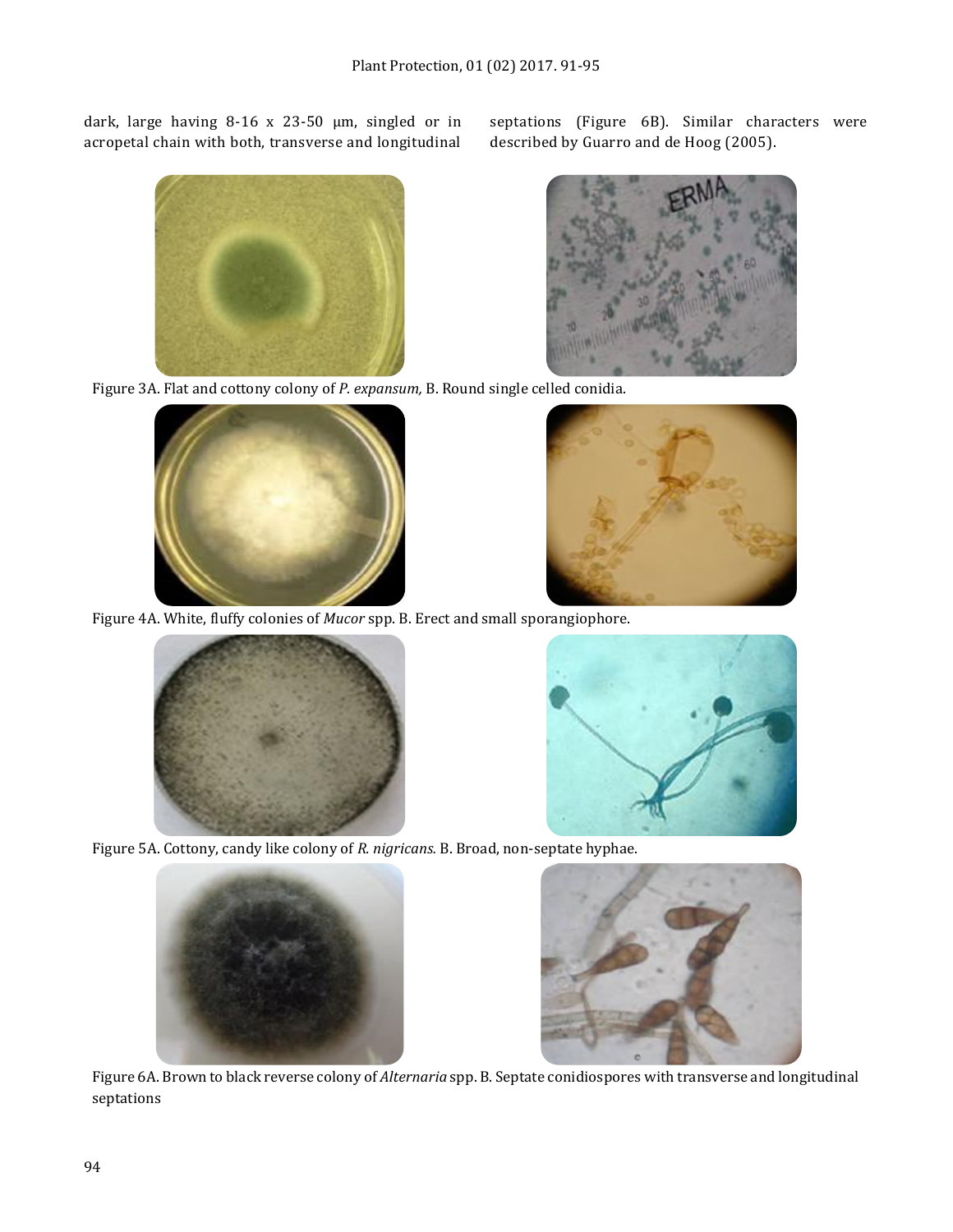dark, large having 8-16 x 23-50 µm, singled or in acropetal chain with both, transverse and longitudinal septations (Figure 6B). Similar characters were described by Guarro and de Hoog (2005).

Figure 3A. Flat and cottony colony of *P. expansum,* B. Round single celled conidia.

Figure 4A. White, fluffy colonies of *Mucor* spp. B. Erect and small sporangiophore.

Figure 5A. Cottony, candy like colony of *R. nigricans.* B. Broad, non-septate hyphae.

Figure 6A. Brown to black reverse colony of *Alternaria* spp. B. Septate conidiospores with transverse and longitudinal septations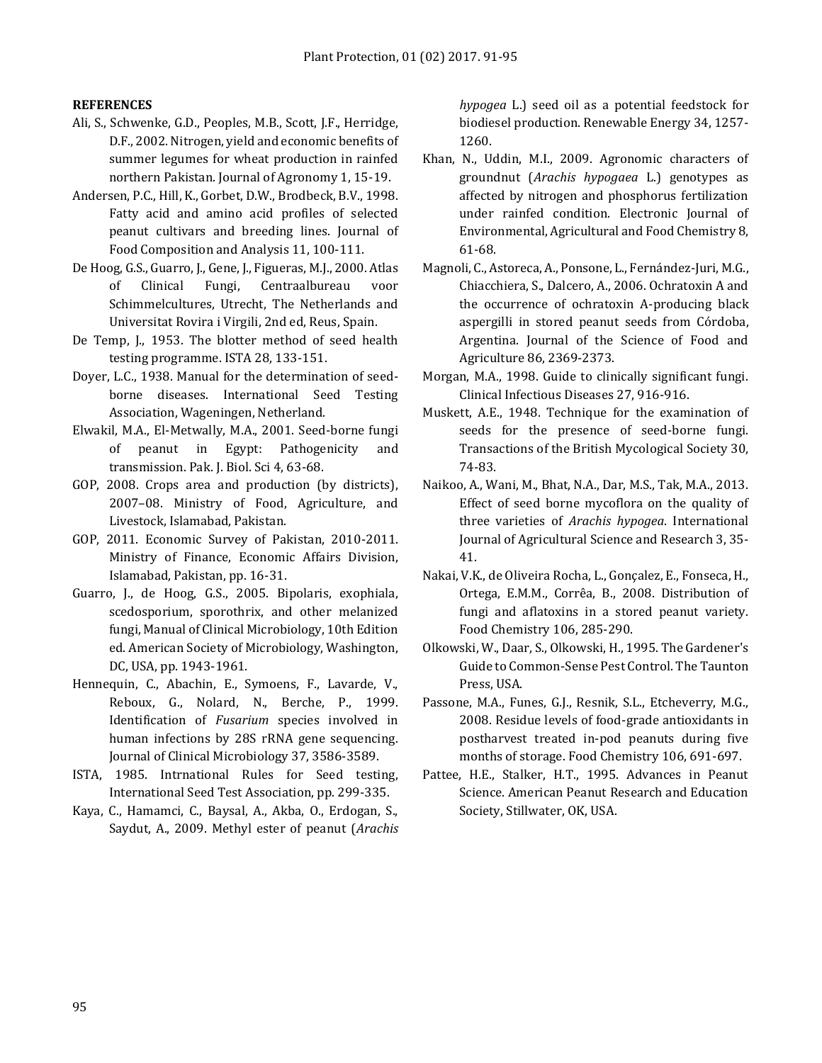**REFERENCES**

Ali, S., Schwenke, G.D., Peoples, M.B., Scott, J.F., Herridge, D.F., 2002. Nitrogen, yield and economic benefits of summer legumes for wheat production in rainfed northern Pakistan. Journal of Agronomy 1, 15-19.

Andersen, P.C., Hill, K., Gorbet, D.W., Brodbeck, B.V., 1998. Fatty acid and amino acid profiles of selected peanut cultivars and breeding lines. Journal of Food Composition and Analysis 11, 100-111.

De Hoog, G.S., Guarro, J., Gene, J., Figueras, M.J., 2000. Atlas of Clinical Fungi, Centraalbureau voor Schimmelcultures, Utrecht, The Netherlands and Universitat Rovira i Virgili, 2nd ed, Reus, Spain.

De Temp, J., 1953. The blotter method of seed health testing programme. ISTA 28, 133-151.

Doyer, L.C., 1938. Manual for the determination of seed-borne diseases. International Seed Testing Association, Wageningen, Netherland.

Elwakil, M.A., El-Metwally, M.A., 2001. Seed-borne fungi of peanut in Egypt: Pathogenicity and transmission. Pak. J. Biol. Sci 4, 63-68.

GOP, 2008. Crops area and production (by districts), 2007–08. Ministry of Food, Agriculture, and Livestock, Islamabad, Pakistan.

GOP, 2011. Economic Survey of Pakistan, 2010-2011. Ministry of Finance, Economic Affairs Division, Islamabad, Pakistan, pp. 16-31.

Guarro, J., de Hoog, G.S., 2005. Bipolaris, exophiala, scedosporium, sporothrix, and other melanized fungi, Manual of Clinical Microbiology, 10th Edition ed. American Society of Microbiology, Washington, DC, USA, pp. 1943-1961.

Hennequin, C., Abachin, E., Symoens, F., Lavarde, V., Reboux, G., Nolard, N., Berche, P., 1999. Identification of *Fusarium* species involved in human infections by 28S rRNA gene sequencing. Journal of Clinical Microbiology 37, 3586-3589.

ISTA, 1985. Intrnational Rules for Seed testing, International Seed Test Association, pp. 299-335.

Kaya, C., Hamamci, C., Baysal, A., Akba, O., Erdogan, S., Saydut, A., 2009. Methyl ester of peanut (*Arachis hypogea* L.) seed oil as a potential feedstock for biodiesel production. Renewable Energy 34, 1257-1260.

Khan, N., Uddin, M.I., 2009. Agronomic characters of groundnut (*Arachis hypogaea* L.) genotypes as affected by nitrogen and phosphorus fertilization under rainfed condition. Electronic Journal of Environmental, Agricultural and Food Chemistry 8, 61-68.

Magnoli, C., Astoreca, A., Ponsone, L., Fernández-Juri, M.G., Chiacchiera, S., Dalcero, A., 2006. Ochratoxin A and the occurrence of ochratoxin A-producing black aspergilli in stored peanut seeds from Córdoba, Argentina. Journal of the Science of Food and Agriculture 86, 2369-2373.

Morgan, M.A., 1998. Guide to clinically significant fungi. Clinical Infectious Diseases 27, 916-916.

Muskett, A.E., 1948. Technique for the examination of seeds for the presence of seed-borne fungi. Transactions of the British Mycological Society 30, 74-83.

Naikoo, A., Wani, M., Bhat, N.A., Dar, M.S., Tak, M.A., 2013. Effect of seed borne mycoflora on the quality of three varieties of *Arachis hypogea*. International Journal of Agricultural Science and Research 3, 35-41.

Nakai, V.K., de Oliveira Rocha, L., Gonçalez, E., Fonseca, H., Ortega, E.M.M., Corrêa, B., 2008. Distribution of fungi and aflatoxins in a stored peanut variety. Food Chemistry 106, 285-290.

Olkowski, W., Daar, S., Olkowski, H., 1995. The Gardener's Guide to Common-Sense Pest Control. The Taunton Press, USA.

Passone, M.A., Funes, G.J., Resnik, S.L., Etcheverry, M.G., 2008. Residue levels of food-grade antioxidants in postharvest treated in-pod peanuts during five months of storage. Food Chemistry 106, 691-697.

Pattee, H.E., Stalker, H.T., 1995. Advances in Peanut Science. American Peanut Research and Education Society, Stillwater, OK, USA.